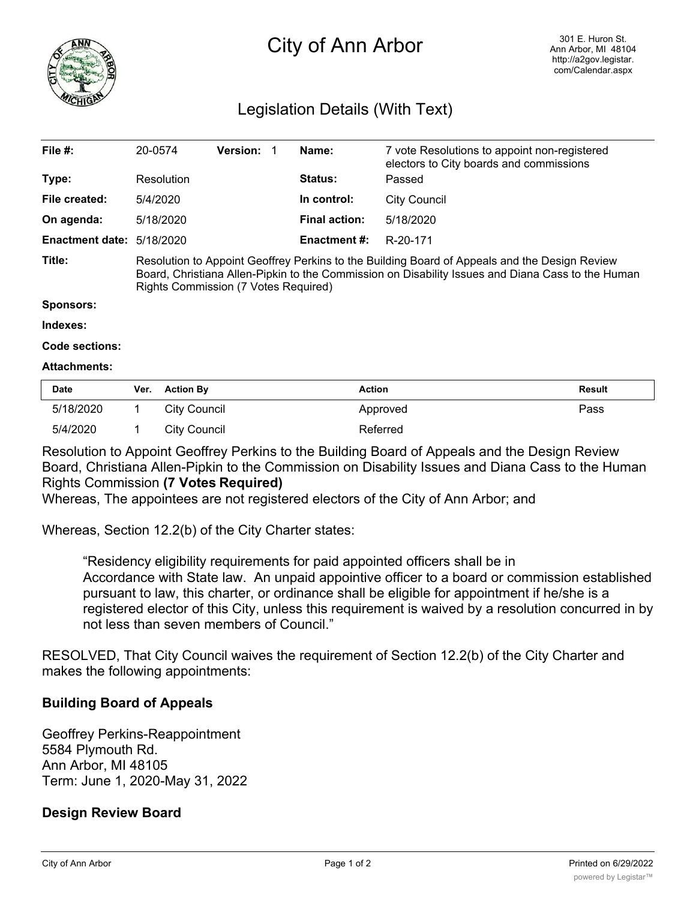# City of Ann Arbor

301 E. Huron St.
Ann Arbor, MI 48104
http://a2gov.legistar.com/Calendar.aspx

## Legislation Details (With Text)

| | | | | | |
|---|---|---|---|---|---|
| **File #:** | 20-0574 | **Version:** 1 | | **Name:** | 7 vote Resolutions to appoint non-registered electors to City boards and commissions |
| **Type:** | Resolution | | | **Status:** | Passed |
| **File created:** | 5/4/2020 | | | **In control:** | City Council |
| **On agenda:** | 5/18/2020 | | | **Final action:** | 5/18/2020 |
| **Enactment date:** | 5/18/2020 | | | **Enactment #:** | R-20-171 |

**Title:** Resolution to Appoint Geoffrey Perkins to the Building Board of Appeals and the Design Review Board, Christiana Allen-Pipkin to the Commission on Disability Issues and Diana Cass to the Human Rights Commission (7 Votes Required)

**Sponsors:**

**Indexes:**

**Code sections:**

**Attachments:**

| Date | Ver. | Action By | Action | Result |
|---|---|---|---|---|
| 5/18/2020 | 1 | City Council | Approved | Pass |
| 5/4/2020 | 1 | City Council | Referred | |

Resolution to Appoint Geoffrey Perkins to the Building Board of Appeals and the Design Review Board, Christiana Allen-Pipkin to the Commission on Disability Issues and Diana Cass to the Human Rights Commission **(7 Votes Required)**

Whereas, The appointees are not registered electors of the City of Ann Arbor; and

Whereas, Section 12.2(b) of the City Charter states:

> "Residency eligibility requirements for paid appointed officers shall be in Accordance with State law. An unpaid appointive officer to a board or commission established pursuant to law, this charter, or ordinance shall be eligible for appointment if he/she is a registered elector of this City, unless this requirement is waived by a resolution concurred in by not less than seven members of Council."

RESOLVED, That City Council waives the requirement of Section 12.2(b) of the City Charter and makes the following appointments:

### Building Board of Appeals

Geoffrey Perkins-Reappointment
5584 Plymouth Rd.
Ann Arbor, MI 48105
Term: June 1, 2020-May 31, 2022

### Design Review Board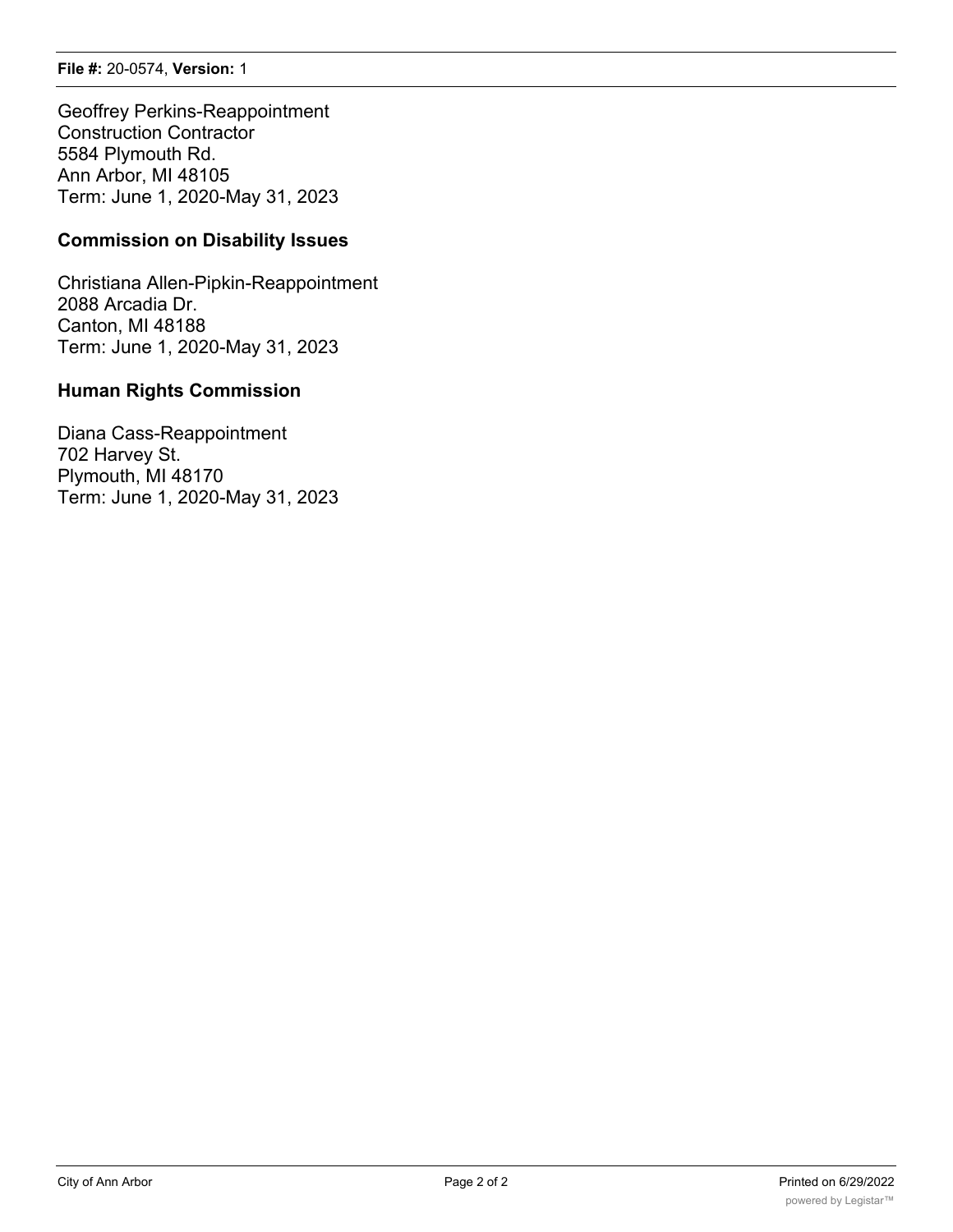Geoffrey Perkins-Reappointment
Construction Contractor
5584 Plymouth Rd.
Ann Arbor, MI 48105
Term: June 1, 2020-May 31, 2023

**Commission on Disability Issues**

Christiana Allen-Pipkin-Reappointment
2088 Arcadia Dr.
Canton, MI 48188
Term: June 1, 2020-May 31, 2023

**Human Rights Commission**

Diana Cass-Reappointment
702 Harvey St.
Plymouth, MI 48170
Term: June 1, 2020-May 31, 2023